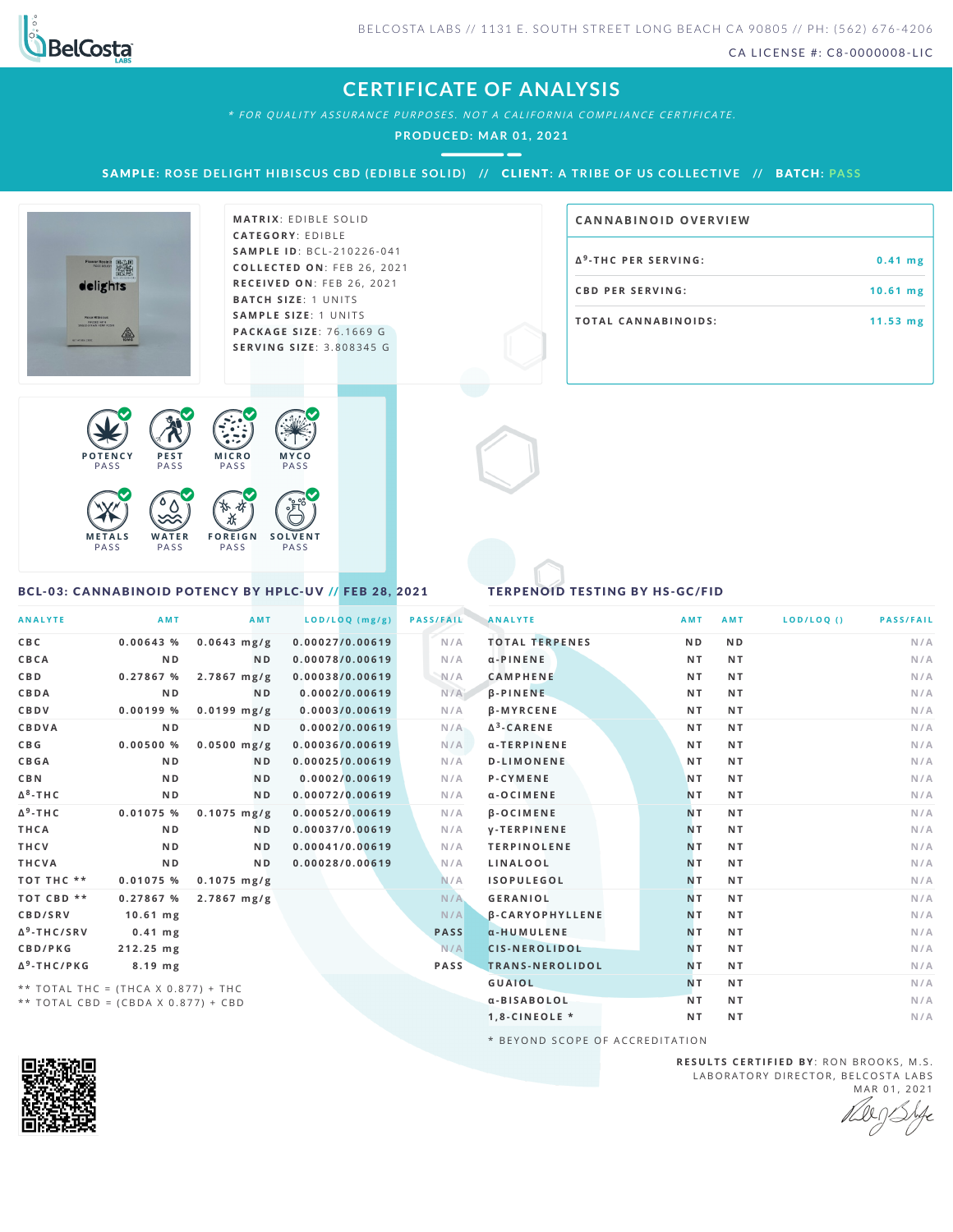BELCOSTA LABS // 1131 E. SOUTH STREET LONG BEACH CA 90805 // PH: (562) 676-4206

CA LICENSE #: C8-0000008-LIC

# CERTIFICATE OF ANALYSIS

*\* FOR QUALITY ASSURANCE PURPOSES. NOT A CALIFORNIA COMPLIANCE CERTIFICATE.*

**PRODUCED: MAR 01, 2021**

**SAMPLE: ROSE DELIGHT HIBISCUS CBD (EDIBLE SOLID) // CLIENT: A TRIBE OF US COLLECTIVE // BATCH: PASS**

**MATRIX**: EDIBLE SOLID
**CATEGORY**: EDIBLE
**SAMPLE ID**: BCL-210226-041
**COLLECTED ON**: FEB 26, 2021
**RECEIVED ON**: FEB 26, 2021
**BATCH SIZE**: 1 UNITS
**SAMPLE SIZE**: 1 UNITS
**PACKAGE SIZE**: 76.1669 G
**SERVING SIZE**: 3.808345 G

## CANNABINOID OVERVIEW

| | |
|---|---|
| $\Delta^9$-THC PER SERVING: | 0.41 mg |
| CBD PER SERVING: | 10.61 mg |
| TOTAL CANNABINOIDS: | 11.53 mg |

POTENCY PASS | PEST PASS | MICRO PASS | MYCO PASS | METALS PASS | WATER PASS | FOREIGN PASS | SOLVENT PASS

## BCL-03: CANNABINOID POTENCY BY HPLC-UV // FEB 28, 2021

| ANALYTE | AMT | AMT | LOD/LOQ (mg/g) | PASS/FAIL |
|---|---|---|---|---|
| CBC | 0.00643 % | 0.0643 mg/g | 0.00027/0.00619 | N/A |
| CBCA | ND | ND | 0.00078/0.00619 | N/A |
| CBD | 0.27867 % | 2.7867 mg/g | 0.00038/0.00619 | N/A |
| CBDA | ND | ND | 0.0002/0.00619 | N/A |
| CBDV | 0.00199 % | 0.0199 mg/g | 0.0003/0.00619 | N/A |
| CBDVA | ND | ND | 0.0002/0.00619 | N/A |
| CBG | 0.00500 % | 0.0500 mg/g | 0.00036/0.00619 | N/A |
| CBGA | ND | ND | 0.00025/0.00619 | N/A |
| CBN | ND | ND | 0.0002/0.00619 | N/A |
| $\Delta^8$-THC | ND | ND | 0.00072/0.00619 | N/A |
| $\Delta^9$-THC | 0.01075 % | 0.1075 mg/g | 0.00052/0.00619 | N/A |
| THCA | ND | ND | 0.00037/0.00619 | N/A |
| THCV | ND | ND | 0.00041/0.00619 | N/A |
| THCVA | ND | ND | 0.00028/0.00619 | N/A |
| TOT THC ** | 0.01075 % | 0.1075 mg/g | | N/A |
| TOT CBD ** | 0.27867 % | 2.7867 mg/g | | N/A |
| CBD/SRV | 10.61 mg | | | N/A |
| $\Delta^9$-THC/SRV | 0.41 mg | | | PASS |
| CBD/PKG | 212.25 mg | | | N/A |
| $\Delta^9$-THC/PKG | 8.19 mg | | | PASS |

** TOTAL THC = (THCA X 0.877) + THC
** TOTAL CBD = (CBDA X 0.877) + CBD

## TERPENOID TESTING BY HS-GC/FID

| ANALYTE | AMT | AMT | LOD/LOQ () | PASS/FAIL |
|---|---|---|---|---|
| TOTAL TERPENES | ND | ND | | N/A |
| α-PINENE | NT | NT | | N/A |
| CAMPHENE | NT | NT | | N/A |
| β-PINENE | NT | NT | | N/A |
| β-MYRCENE | NT | NT | | N/A |
| $\Delta^3$-CARENE | NT | NT | | N/A |
| α-TERPINENE | NT | NT | | N/A |
| D-LIMONENE | NT | NT | | N/A |
| P-CYMENE | NT | NT | | N/A |
| α-OCIMENE | NT | NT | | N/A |
| β-OCIMENE | NT | NT | | N/A |
| γ-TERPINENE | NT | NT | | N/A |
| TERPINOLENE | NT | NT | | N/A |
| LINALOOL | NT | NT | | N/A |
| ISOPULEGOL | NT | NT | | N/A |
| GERANIOL | NT | NT | | N/A |
| β-CARYOPHYLLENE | NT | NT | | N/A |
| α-HUMULENE | NT | NT | | N/A |
| CIS-NEROLIDOL | NT | NT | | N/A |
| TRANS-NEROLIDOL | NT | NT | | N/A |
| GUAIOL | NT | NT | | N/A |
| α-BISABOLOL | NT | NT | | N/A |
| 1,8-CINEOLE * | NT | NT | | N/A |

\* BEYOND SCOPE OF ACCREDITATION

**RESULTS CERTIFIED BY**: RON BROOKS, M.S.
LABORATORY DIRECTOR, BELCOSTA LABS
MAR 01, 2021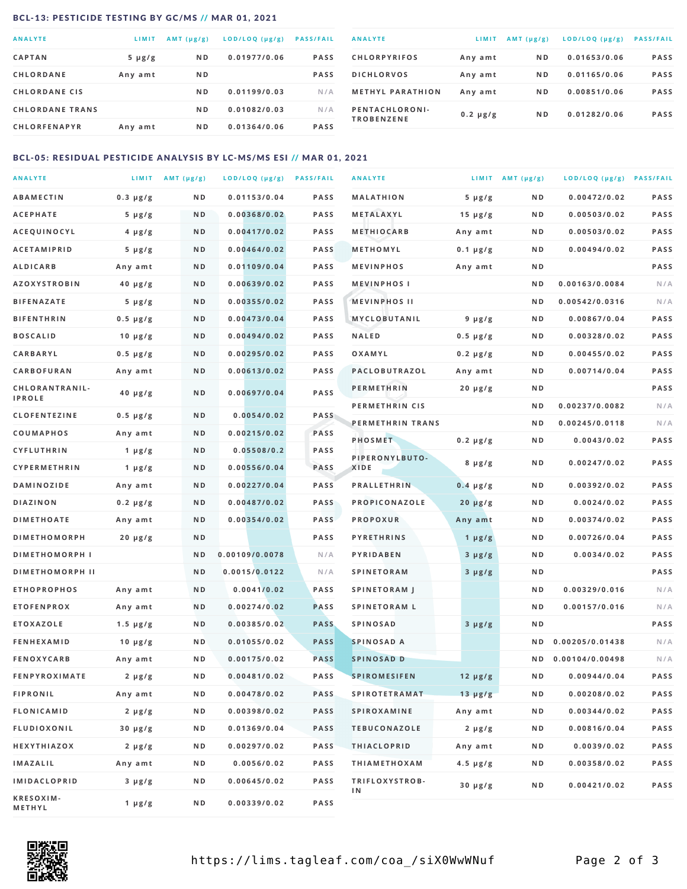## BCL-13: PESTICIDE TESTING BY GC/MS // MAR 01, 2021

| ANALYTE | LIMIT | AMT (µg/g) | LOD/LOQ (µg/g) | PASS/FAIL |
|---|---|---|---|---|
| CAPTAN | 5 µg/g | ND | 0.01977/0.06 | PASS |
| CHLORDANE | Any amt | ND | | PASS |
| CHLORDANE CIS | | ND | 0.01199/0.03 | N/A |
| CHLORDANE TRANS | | ND | 0.01082/0.03 | N/A |
| CHLORFENAPYR | Any amt | ND | 0.01364/0.06 | PASS |
| CHLORPYRIFOS | Any amt | ND | 0.01653/0.06 | PASS |
| DICHLORVOS | Any amt | ND | 0.01165/0.06 | PASS |
| METHYL PARATHION | Any amt | ND | 0.00851/0.06 | PASS |
| PENTACHLORONITROBENZENE | 0.2 µg/g | ND | 0.01282/0.06 | PASS |

## BCL-05: RESIDUAL PESTICIDE ANALYSIS BY LC-MS/MS ESI // MAR 01, 2021

| ANALYTE | LIMIT | AMT (µg/g) | LOD/LOQ (µg/g) | PASS/FAIL |
|---|---|---|---|---|
| ABAMECTIN | 0.3 µg/g | ND | 0.01153/0.04 | PASS |
| ACEPHATE | 5 µg/g | ND | 0.00368/0.02 | PASS |
| ACEQUINOCYL | 4 µg/g | ND | 0.00417/0.02 | PASS |
| ACETAMIPRID | 5 µg/g | ND | 0.00464/0.02 | PASS |
| ALDICARB | Any amt | ND | 0.01109/0.04 | PASS |
| AZOXYSTROBIN | 40 µg/g | ND | 0.00639/0.02 | PASS |
| BIFENAZATE | 5 µg/g | ND | 0.00355/0.02 | PASS |
| BIFENTHRIN | 0.5 µg/g | ND | 0.00473/0.04 | PASS |
| BOSCALID | 10 µg/g | ND | 0.00494/0.02 | PASS |
| CARBARYL | 0.5 µg/g | ND | 0.00295/0.02 | PASS |
| CARBOFURAN | Any amt | ND | 0.00613/0.02 | PASS |
| CHLORANTRANILIPROLE | 40 µg/g | ND | 0.00697/0.04 | PASS |
| CLOFENTEZINE | 0.5 µg/g | ND | 0.0054/0.02 | PASS |
| COUMAPHOS | Any amt | ND | 0.00215/0.02 | PASS |
| CYFLUTHRIN | 1 µg/g | ND | 0.05508/0.2 | PASS |
| CYPERMETHRIN | 1 µg/g | ND | 0.00556/0.04 | PASS |
| DAMINOZIDE | Any amt | ND | 0.00227/0.04 | PASS |
| DIAZINON | 0.2 µg/g | ND | 0.00487/0.02 | PASS |
| DIMETHOATE | Any amt | ND | 0.00354/0.02 | PASS |
| DIMETHOMORPH | 20 µg/g | ND | | PASS |
| DIMETHOMORPH I | | ND | 0.00109/0.0078 | N/A |
| DIMETHOMORPH II | | ND | 0.0015/0.0122 | N/A |
| ETHOPROPHOS | Any amt | ND | 0.0041/0.02 | PASS |
| ETOFENPROX | Any amt | ND | 0.00274/0.02 | PASS |
| ETOXAZOLE | 1.5 µg/g | ND | 0.00385/0.02 | PASS |
| FENHEXAMID | 10 µg/g | ND | 0.01055/0.02 | PASS |
| FENOXYCARB | Any amt | ND | 0.00175/0.02 | PASS |
| FENPYROXIMATE | 2 µg/g | ND | 0.00481/0.02 | PASS |
| FIPRONIL | Any amt | ND | 0.00478/0.02 | PASS |
| FLONICAMID | 2 µg/g | ND | 0.00398/0.02 | PASS |
| FLUDIOXONIL | 30 µg/g | ND | 0.01369/0.04 | PASS |
| HEXYTHIAZOX | 2 µg/g | ND | 0.00297/0.02 | PASS |
| IMAZALIL | Any amt | ND | 0.0056/0.02 | PASS |
| IMIDACLOPRID | 3 µg/g | ND | 0.00645/0.02 | PASS |
| KRESOXIM-METHYL | 1 µg/g | ND | 0.00339/0.02 | PASS |
| MALATHION | 5 µg/g | ND | 0.00472/0.02 | PASS |
| METALAXYL | 15 µg/g | ND | 0.00503/0.02 | PASS |
| METHIOCARB | Any amt | ND | 0.00503/0.02 | PASS |
| METHOMYL | 0.1 µg/g | ND | 0.00494/0.02 | PASS |
| MEVINPHOS | Any amt | ND | | PASS |
| MEVINPHOS I | | ND | 0.00163/0.0084 | N/A |
| MEVINPHOS II | | ND | 0.00542/0.0316 | N/A |
| MYCLOBUTANIL | 9 µg/g | ND | 0.00867/0.04 | PASS |
| NALED | 0.5 µg/g | ND | 0.00328/0.02 | PASS |
| OXAMYL | 0.2 µg/g | ND | 0.00455/0.02 | PASS |
| PACLOBUTRAZOL | Any amt | ND | 0.00714/0.04 | PASS |
| PERMETHRIN | 20 µg/g | ND | | PASS |
| PERMETHRIN CIS | | ND | 0.00237/0.0082 | N/A |
| PERMETHRIN TRANS | | ND | 0.00245/0.0118 | N/A |
| PHOSMET | 0.2 µg/g | ND | 0.0043/0.02 | PASS |
| PIPERONYLBUTOXIDE | 8 µg/g | ND | 0.00247/0.02 | PASS |
| PRALLETHRIN | 0.4 µg/g | ND | 0.00392/0.02 | PASS |
| PROPICONAZOLE | 20 µg/g | ND | 0.0024/0.02 | PASS |
| PROPOXUR | Any amt | ND | 0.00374/0.02 | PASS |
| PYRETHRINS | 1 µg/g | ND | 0.00726/0.04 | PASS |
| PYRIDABEN | 3 µg/g | ND | 0.0034/0.02 | PASS |
| SPINETORAM | 3 µg/g | ND | | PASS |
| SPINETORAM J | | ND | 0.00329/0.016 | N/A |
| SPINETORAM L | | ND | 0.00157/0.016 | N/A |
| SPINOSAD | 3 µg/g | ND | | PASS |
| SPINOSAD A | | ND | 0.00205/0.01438 | N/A |
| SPINOSAD D | | ND | 0.00104/0.00498 | N/A |
| SPIROMESIFEN | 12 µg/g | ND | 0.00944/0.04 | PASS |
| SPIROTETRAMAT | 13 µg/g | ND | 0.00208/0.02 | PASS |
| SPIROXAMINE | Any amt | ND | 0.00344/0.02 | PASS |
| TEBUCONAZOLE | 2 µg/g | ND | 0.00816/0.04 | PASS |
| THIACLOPRID | Any amt | ND | 0.0039/0.02 | PASS |
| THIAMETHOXAM | 4.5 µg/g | ND | 0.00358/0.02 | PASS |
| TRIFLOXYSTROBIN | 30 µg/g | ND | 0.00421/0.02 | PASS |

https://lims.tagleaf.com/coa_/siX0WwWNuf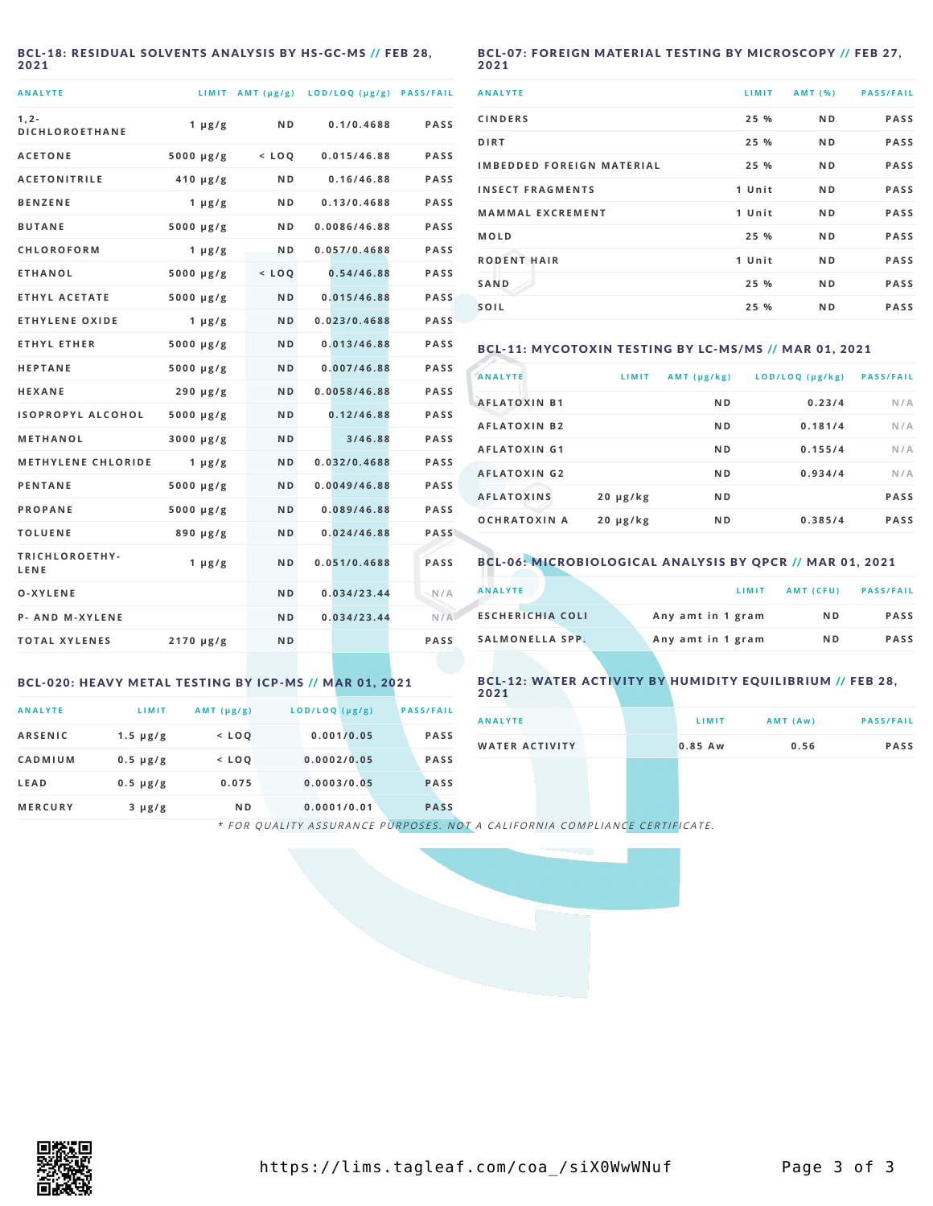## BCL-18: RESIDUAL SOLVENTS ANALYSIS BY HS-GC-MS // FEB 28, 2021

| ANALYTE | LIMIT | AMT (µg/g) | LOD/LOQ (µg/g) | PASS/FAIL |
|---|---|---|---|---|
| 1,2-DICHLOROETHANE | 1 µg/g | ND | 0.1/0.4688 | PASS |
| ACETONE | 5000 µg/g | < LOQ | 0.015/46.88 | PASS |
| ACETONITRILE | 410 µg/g | ND | 0.16/46.88 | PASS |
| BENZENE | 1 µg/g | ND | 0.13/0.4688 | PASS |
| BUTANE | 5000 µg/g | ND | 0.0086/46.88 | PASS |
| CHLOROFORM | 1 µg/g | ND | 0.057/0.4688 | PASS |
| ETHANOL | 5000 µg/g | < LOQ | 0.54/46.88 | PASS |
| ETHYL ACETATE | 5000 µg/g | ND | 0.015/46.88 | PASS |
| ETHYLENE OXIDE | 1 µg/g | ND | 0.023/0.4688 | PASS |
| ETHYL ETHER | 5000 µg/g | ND | 0.013/46.88 | PASS |
| HEPTANE | 5000 µg/g | ND | 0.007/46.88 | PASS |
| HEXANE | 290 µg/g | ND | 0.0058/46.88 | PASS |
| ISOPROPYL ALCOHOL | 5000 µg/g | ND | 0.12/46.88 | PASS |
| METHANOL | 3000 µg/g | ND | 3/46.88 | PASS |
| METHYLENE CHLORIDE | 1 µg/g | ND | 0.032/0.4688 | PASS |
| PENTANE | 5000 µg/g | ND | 0.0049/46.88 | PASS |
| PROPANE | 5000 µg/g | ND | 0.089/46.88 | PASS |
| TOLUENE | 890 µg/g | ND | 0.024/46.88 | PASS |
| TRICHLOROETHYLENE | 1 µg/g | ND | 0.051/0.4688 | PASS |
| O-XYLENE | | ND | 0.034/23.44 | N/A |
| P- AND M-XYLENE | | ND | 0.034/23.44 | N/A |
| TOTAL XYLENES | 2170 µg/g | ND | | PASS |

## BCL-020: HEAVY METAL TESTING BY ICP-MS // MAR 01, 2021

| ANALYTE | LIMIT | AMT (µg/g) | LOD/LOQ (µg/g) | PASS/FAIL |
|---|---|---|---|---|
| ARSENIC | 1.5 µg/g | < LOQ | 0.001/0.05 | PASS |
| CADMIUM | 0.5 µg/g | < LOQ | 0.0002/0.05 | PASS |
| LEAD | 0.5 µg/g | 0.075 | 0.0003/0.05 | PASS |
| MERCURY | 3 µg/g | ND | 0.0001/0.01 | PASS |

## BCL-07: FOREIGN MATERIAL TESTING BY MICROSCOPY // FEB 27, 2021

| ANALYTE | LIMIT | AMT (%) | PASS/FAIL |
|---|---|---|---|
| CINDERS | 25 % | ND | PASS |
| DIRT | 25 % | ND | PASS |
| IMBEDDED FOREIGN MATERIAL | 25 % | ND | PASS |
| INSECT FRAGMENTS | 1 Unit | ND | PASS |
| MAMMAL EXCREMENT | 1 Unit | ND | PASS |
| MOLD | 25 % | ND | PASS |
| RODENT HAIR | 1 Unit | ND | PASS |
| SAND | 25 % | ND | PASS |
| SOIL | 25 % | ND | PASS |

## BCL-11: MYCOTOXIN TESTING BY LC-MS/MS // MAR 01, 2021

| ANALYTE | LIMIT | AMT (µg/kg) | LOD/LOQ (µg/kg) | PASS/FAIL |
|---|---|---|---|---|
| AFLATOXIN B1 | | ND | 0.23/4 | N/A |
| AFLATOXIN B2 | | ND | 0.181/4 | N/A |
| AFLATOXIN G1 | | ND | 0.155/4 | N/A |
| AFLATOXIN G2 | | ND | 0.934/4 | N/A |
| AFLATOXINS | 20 µg/kg | ND | | PASS |
| OCHRATOXIN A | 20 µg/kg | ND | 0.385/4 | PASS |

## BCL-06: MICROBIOLOGICAL ANALYSIS BY QPCR // MAR 01, 2021

| ANALYTE | LIMIT | AMT (CFU) | PASS/FAIL |
|---|---|---|---|
| ESCHERICHIA COLI | Any amt in 1 gram | ND | PASS |
| SALMONELLA SPP. | Any amt in 1 gram | ND | PASS |

## BCL-12: WATER ACTIVITY BY HUMIDITY EQUILIBRIUM // FEB 28, 2021

| ANALYTE | LIMIT | AMT (Aw) | PASS/FAIL |
|---|---|---|---|
| WATER ACTIVITY | 0.85 Aw | 0.56 | PASS |

*\* FOR QUALITY ASSURANCE PURPOSES. NOT A CALIFORNIA COMPLIANCE CERTIFICATE.*

https://lims.tagleaf.com/coa_/siX0WwWNuf